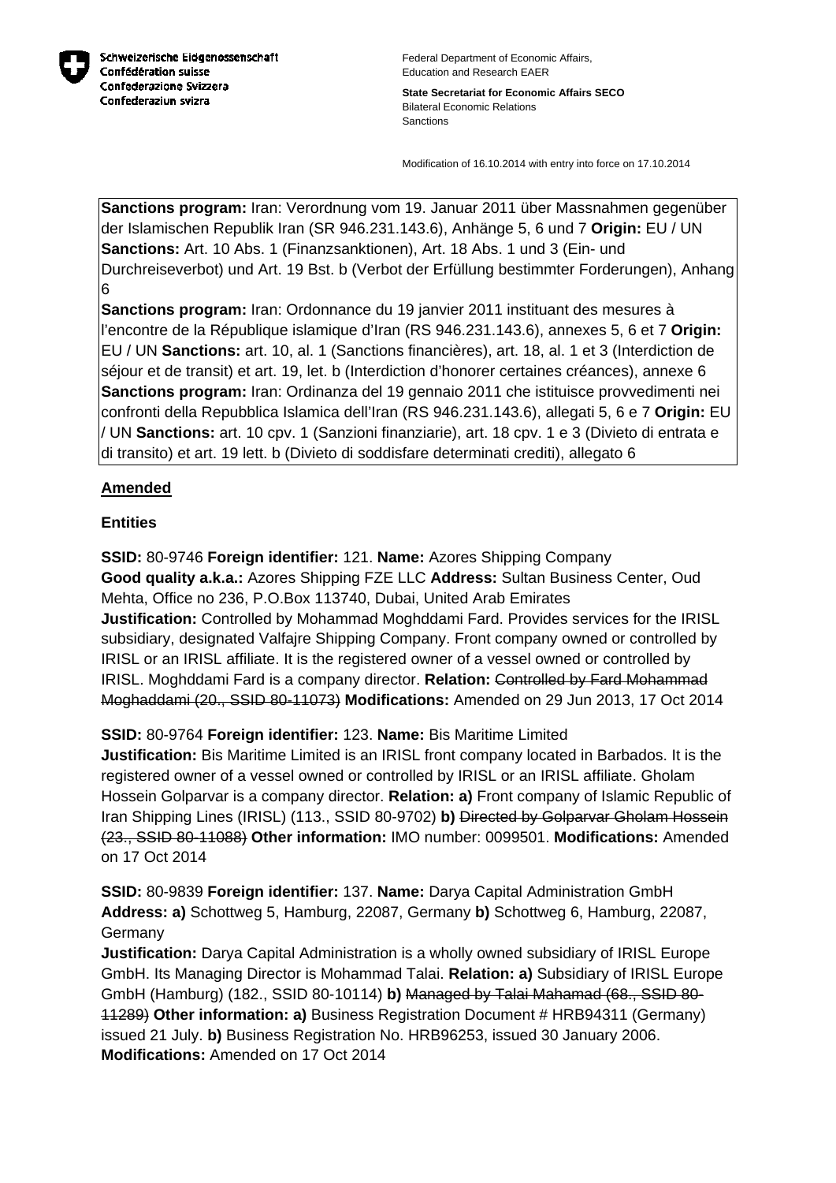Schweizerische Eidgenossenschaft
Confédération suisse
Confederazione Svizzera
Confederaziun svizra

Federal Department of Economic Affairs, Education and Research EAER

**State Secretariat for Economic Affairs SECO**
Bilateral Economic Relations
Sanctions

Modification of 16.10.2014 with entry into force on 17.10.2014

**Sanctions program:** Iran: Verordnung vom 19. Januar 2011 über Massnahmen gegenüber der Islamischen Republik Iran (SR 946.231.143.6), Anhänge 5, 6 und 7 **Origin:** EU / UN **Sanctions:** Art. 10 Abs. 1 (Finanzsanktionen), Art. 18 Abs. 1 und 3 (Ein- und Durchreiseverbot) und Art. 19 Bst. b (Verbot der Erfüllung bestimmter Forderungen), Anhang 6
**Sanctions program:** Iran: Ordonnance du 19 janvier 2011 instituant des mesures à l'encontre de la République islamique d'Iran (RS 946.231.143.6), annexes 5, 6 et 7 **Origin:** EU / UN **Sanctions:** art. 10, al. 1 (Sanctions financières), art. 18, al. 1 et 3 (Interdiction de séjour et de transit) et art. 19, let. b (Interdiction d'honorer certaines créances), annexe 6
**Sanctions program:** Iran: Ordinanza del 19 gennaio 2011 che istituisce provvedimenti nei confronti della Repubblica Islamica dell'Iran (RS 946.231.143.6), allegati 5, 6 e 7 **Origin:** EU / UN **Sanctions:** art. 10 cpv. 1 (Sanzioni finanziarie), art. 18 cpv. 1 e 3 (Divieto di entrata e di transito) et art. 19 lett. b (Divieto di soddisfare determinati crediti), allegato 6

## Amended

### Entities

**SSID:** 80-9746 **Foreign identifier:** 121. **Name:** Azores Shipping Company
**Good quality a.k.a.:** Azores Shipping FZE LLC **Address:** Sultan Business Center, Oud Mehta, Office no 236, P.O.Box 113740, Dubai, United Arab Emirates
**Justification:** Controlled by Mohammad Moghddami Fard. Provides services for the IRISL subsidiary, designated Valfajre Shipping Company. Front company owned or controlled by IRISL or an IRISL affiliate. It is the registered owner of a vessel owned or controlled by IRISL. Moghddami Fard is a company director. **Relation:** ~~Controlled by Fard Mohammad Moghaddami (20., SSID 80-11073)~~ **Modifications:** Amended on 29 Jun 2013, 17 Oct 2014

**SSID:** 80-9764 **Foreign identifier:** 123. **Name:** Bis Maritime Limited
**Justification:** Bis Maritime Limited is an IRISL front company located in Barbados. It is the registered owner of a vessel owned or controlled by IRISL or an IRISL affiliate. Gholam Hossein Golparvar is a company director. **Relation: a)** Front company of Islamic Republic of Iran Shipping Lines (IRISL) (113., SSID 80-9702) **b)** ~~Directed by Golparvar Gholam Hossein (23., SSID 80-11088)~~ **Other information:** IMO number: 0099501. **Modifications:** Amended on 17 Oct 2014

**SSID:** 80-9839 **Foreign identifier:** 137. **Name:** Darya Capital Administration GmbH
**Address: a)** Schottweg 5, Hamburg, 22087, Germany **b)** Schottweg 6, Hamburg, 22087, Germany
**Justification:** Darya Capital Administration is a wholly owned subsidiary of IRISL Europe GmbH. Its Managing Director is Mohammad Talai. **Relation: a)** Subsidiary of IRISL Europe GmbH (Hamburg) (182., SSID 80-10114) **b)** ~~Managed by Talai Mahamad (68., SSID 80-11289)~~ **Other information: a)** Business Registration Document # HRB94311 (Germany) issued 21 July. **b)** Business Registration No. HRB96253, issued 30 January 2006. **Modifications:** Amended on 17 Oct 2014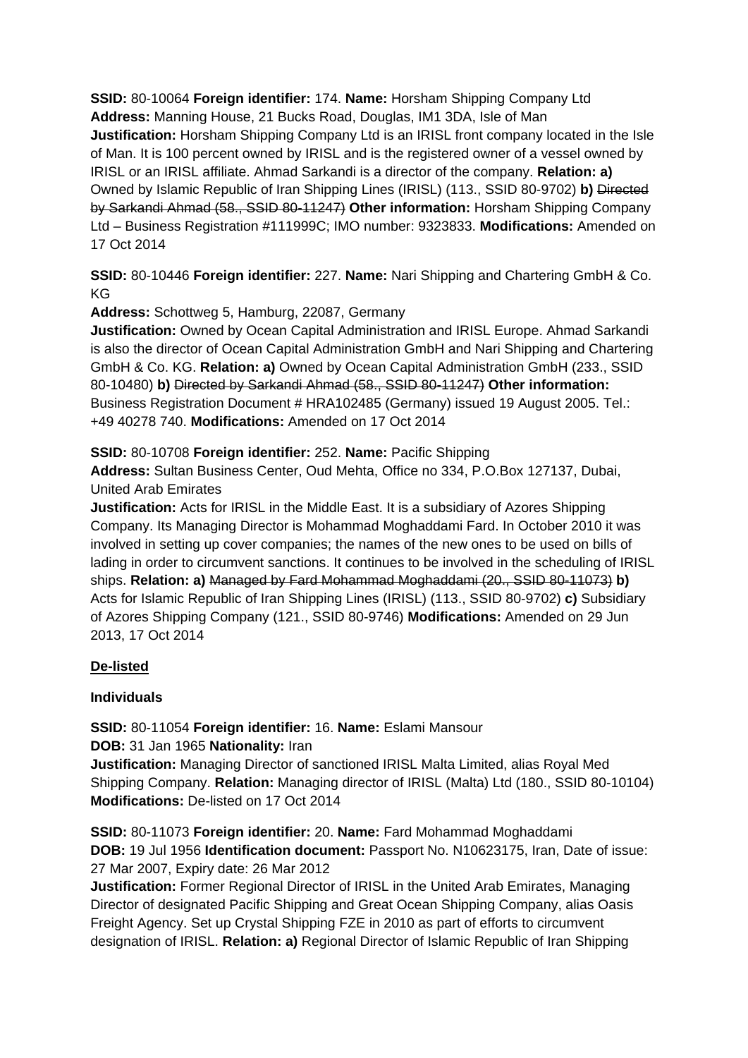**SSID:** 80-10064 **Foreign identifier:** 174. **Name:** Horsham Shipping Company Ltd
**Address:** Manning House, 21 Bucks Road, Douglas, IM1 3DA, Isle of Man
**Justification:** Horsham Shipping Company Ltd is an IRISL front company located in the Isle of Man. It is 100 percent owned by IRISL and is the registered owner of a vessel owned by IRISL or an IRISL affiliate. Ahmad Sarkandi is a director of the company. **Relation: a)** Owned by Islamic Republic of Iran Shipping Lines (IRISL) (113., SSID 80-9702) **b)** ~~Directed by Sarkandi Ahmad (58., SSID 80-11247)~~ **Other information:** Horsham Shipping Company Ltd – Business Registration #111999C; IMO number: 9323833. **Modifications:** Amended on 17 Oct 2014

**SSID:** 80-10446 **Foreign identifier:** 227. **Name:** Nari Shipping and Chartering GmbH & Co. KG
**Address:** Schottweg 5, Hamburg, 22087, Germany
**Justification:** Owned by Ocean Capital Administration and IRISL Europe. Ahmad Sarkandi is also the director of Ocean Capital Administration GmbH and Nari Shipping and Chartering GmbH & Co. KG. **Relation: a)** Owned by Ocean Capital Administration GmbH (233., SSID 80-10480) **b)** ~~Directed by Sarkandi Ahmad (58., SSID 80-11247)~~ **Other information:** Business Registration Document # HRA102485 (Germany) issued 19 August 2005. Tel.: +49 40278 740. **Modifications:** Amended on 17 Oct 2014

**SSID:** 80-10708 **Foreign identifier:** 252. **Name:** Pacific Shipping
**Address:** Sultan Business Center, Oud Mehta, Office no 334, P.O.Box 127137, Dubai, United Arab Emirates
**Justification:** Acts for IRISL in the Middle East. It is a subsidiary of Azores Shipping Company. Its Managing Director is Mohammad Moghaddami Fard. In October 2010 it was involved in setting up cover companies; the names of the new ones to be used on bills of lading in order to circumvent sanctions. It continues to be involved in the scheduling of IRISL ships. **Relation: a)** ~~Managed by Fard Mohammad Moghaddami (20., SSID 80-11073)~~ **b)** Acts for Islamic Republic of Iran Shipping Lines (IRISL) (113., SSID 80-9702) **c)** Subsidiary of Azores Shipping Company (121., SSID 80-9746) **Modifications:** Amended on 29 Jun 2013, 17 Oct 2014

**De-listed**

**Individuals**

**SSID:** 80-11054 **Foreign identifier:** 16. **Name:** Eslami Mansour
**DOB:** 31 Jan 1965 **Nationality:** Iran
**Justification:** Managing Director of sanctioned IRISL Malta Limited, alias Royal Med Shipping Company. **Relation:** Managing director of IRISL (Malta) Ltd (180., SSID 80-10104) **Modifications:** De-listed on 17 Oct 2014

**SSID:** 80-11073 **Foreign identifier:** 20. **Name:** Fard Mohammad Moghaddami
**DOB:** 19 Jul 1956 **Identification document:** Passport No. N10623175, Iran, Date of issue: 27 Mar 2007, Expiry date: 26 Mar 2012
**Justification:** Former Regional Director of IRISL in the United Arab Emirates, Managing Director of designated Pacific Shipping and Great Ocean Shipping Company, alias Oasis Freight Agency. Set up Crystal Shipping FZE in 2010 as part of efforts to circumvent designation of IRISL. **Relation: a)** Regional Director of Islamic Republic of Iran Shipping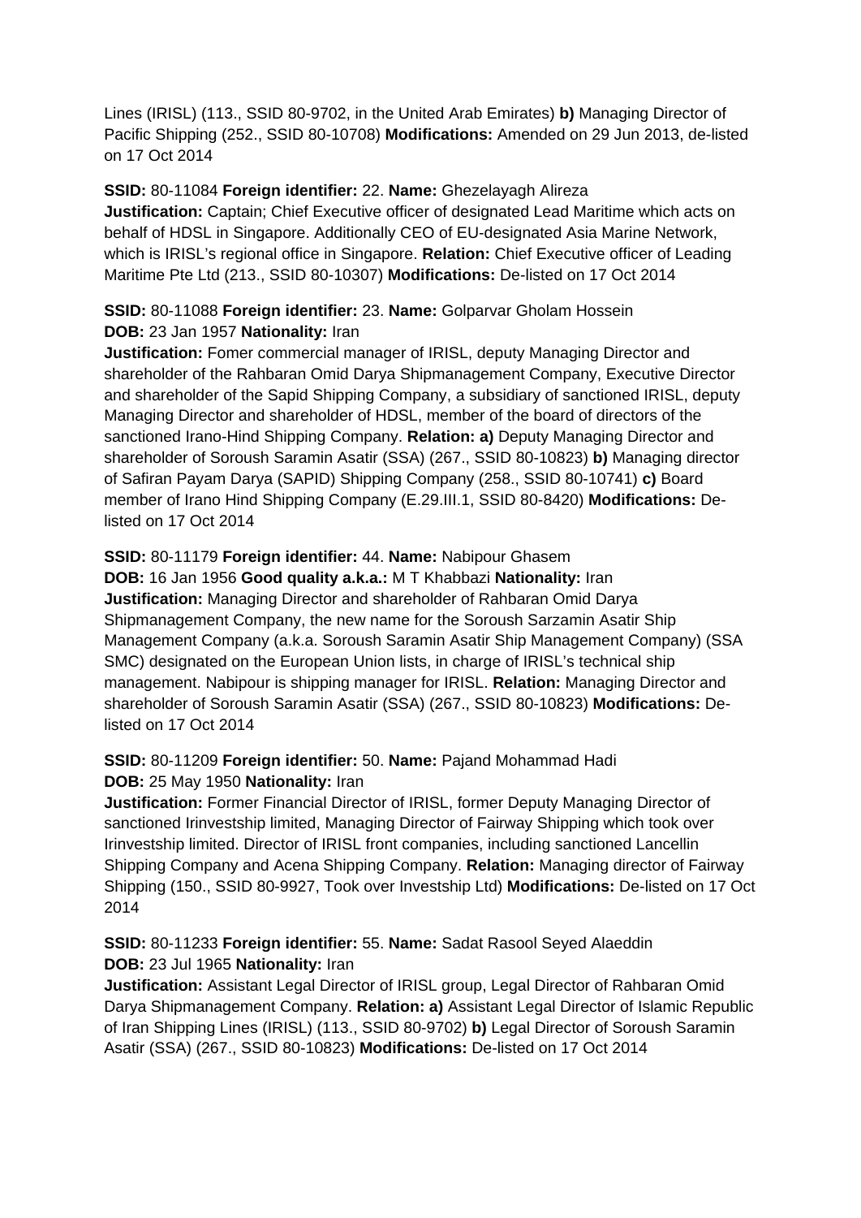Lines (IRISL) (113., SSID 80-9702, in the United Arab Emirates) **b)** Managing Director of Pacific Shipping (252., SSID 80-10708) **Modifications:** Amended on 29 Jun 2013, de-listed on 17 Oct 2014

**SSID:** 80-11084 **Foreign identifier:** 22. **Name:** Ghezelayagh Alireza
**Justification:** Captain; Chief Executive officer of designated Lead Maritime which acts on behalf of HDSL in Singapore. Additionally CEO of EU-designated Asia Marine Network, which is IRISL's regional office in Singapore. **Relation:** Chief Executive officer of Leading Maritime Pte Ltd (213., SSID 80-10307) **Modifications:** De-listed on 17 Oct 2014

**SSID:** 80-11088 **Foreign identifier:** 23. **Name:** Golparvar Gholam Hossein
**DOB:** 23 Jan 1957 **Nationality:** Iran
**Justification:** Fomer commercial manager of IRISL, deputy Managing Director and shareholder of the Rahbaran Omid Darya Shipmanagement Company, Executive Director and shareholder of the Sapid Shipping Company, a subsidiary of sanctioned IRISL, deputy Managing Director and shareholder of HDSL, member of the board of directors of the sanctioned Irano-Hind Shipping Company. **Relation: a)** Deputy Managing Director and shareholder of Soroush Saramin Asatir (SSA) (267., SSID 80-10823) **b)** Managing director of Safiran Payam Darya (SAPID) Shipping Company (258., SSID 80-10741) **c)** Board member of Irano Hind Shipping Company (E.29.III.1, SSID 80-8420) **Modifications:** De-listed on 17 Oct 2014

**SSID:** 80-11179 **Foreign identifier:** 44. **Name:** Nabipour Ghasem
**DOB:** 16 Jan 1956 **Good quality a.k.a.:** M T Khabbazi **Nationality:** Iran
**Justification:** Managing Director and shareholder of Rahbaran Omid Darya Shipmanagement Company, the new name for the Soroush Sarzamin Asatir Ship Management Company (a.k.a. Soroush Saramin Asatir Ship Management Company) (SSA SMC) designated on the European Union lists, in charge of IRISL's technical ship management. Nabipour is shipping manager for IRISL. **Relation:** Managing Director and shareholder of Soroush Saramin Asatir (SSA) (267., SSID 80-10823) **Modifications:** De-listed on 17 Oct 2014

**SSID:** 80-11209 **Foreign identifier:** 50. **Name:** Pajand Mohammad Hadi
**DOB:** 25 May 1950 **Nationality:** Iran
**Justification:** Former Financial Director of IRISL, former Deputy Managing Director of sanctioned Irinvestship limited, Managing Director of Fairway Shipping which took over Irinvestship limited. Director of IRISL front companies, including sanctioned Lancellin Shipping Company and Acena Shipping Company. **Relation:** Managing director of Fairway Shipping (150., SSID 80-9927, Took over Investship Ltd) **Modifications:** De-listed on 17 Oct 2014

**SSID:** 80-11233 **Foreign identifier:** 55. **Name:** Sadat Rasool Seyed Alaeddin
**DOB:** 23 Jul 1965 **Nationality:** Iran
**Justification:** Assistant Legal Director of IRISL group, Legal Director of Rahbaran Omid Darya Shipmanagement Company. **Relation: a)** Assistant Legal Director of Islamic Republic of Iran Shipping Lines (IRISL) (113., SSID 80-9702) **b)** Legal Director of Soroush Saramin Asatir (SSA) (267., SSID 80-10823) **Modifications:** De-listed on 17 Oct 2014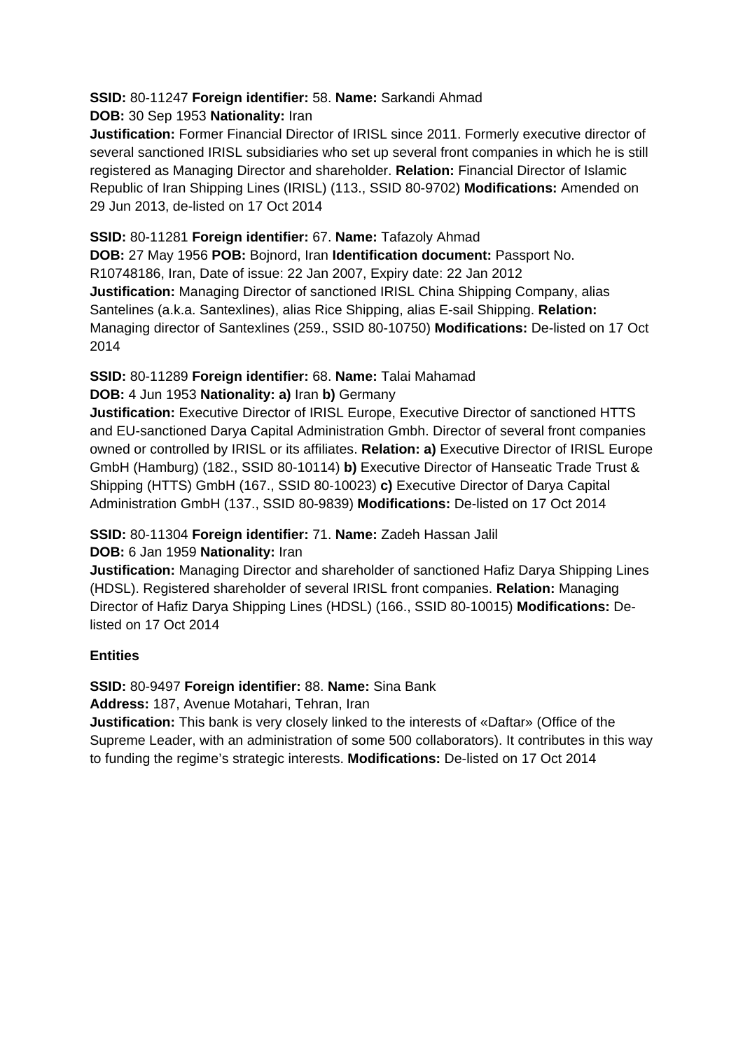**SSID:** 80-11247 **Foreign identifier:** 58. **Name:** Sarkandi Ahmad
**DOB:** 30 Sep 1953 **Nationality:** Iran
**Justification:** Former Financial Director of IRISL since 2011. Formerly executive director of several sanctioned IRISL subsidiaries who set up several front companies in which he is still registered as Managing Director and shareholder. **Relation:** Financial Director of Islamic Republic of Iran Shipping Lines (IRISL) (113., SSID 80-9702) **Modifications:** Amended on 29 Jun 2013, de-listed on 17 Oct 2014

**SSID:** 80-11281 **Foreign identifier:** 67. **Name:** Tafazoly Ahmad
**DOB:** 27 May 1956 **POB:** Bojnord, Iran **Identification document:** Passport No. R10748186, Iran, Date of issue: 22 Jan 2007, Expiry date: 22 Jan 2012
**Justification:** Managing Director of sanctioned IRISL China Shipping Company, alias Santelines (a.k.a. Santexlines), alias Rice Shipping, alias E-sail Shipping. **Relation:** Managing director of Santexlines (259., SSID 80-10750) **Modifications:** De-listed on 17 Oct 2014

**SSID:** 80-11289 **Foreign identifier:** 68. **Name:** Talai Mahamad
**DOB:** 4 Jun 1953 **Nationality: a)** Iran **b)** Germany
**Justification:** Executive Director of IRISL Europe, Executive Director of sanctioned HTTS and EU-sanctioned Darya Capital Administration Gmbh. Director of several front companies owned or controlled by IRISL or its affiliates. **Relation: a)** Executive Director of IRISL Europe GmbH (Hamburg) (182., SSID 80-10114) **b)** Executive Director of Hanseatic Trade Trust & Shipping (HTTS) GmbH (167., SSID 80-10023) **c)** Executive Director of Darya Capital Administration GmbH (137., SSID 80-9839) **Modifications:** De-listed on 17 Oct 2014

**SSID:** 80-11304 **Foreign identifier:** 71. **Name:** Zadeh Hassan Jalil
**DOB:** 6 Jan 1959 **Nationality:** Iran
**Justification:** Managing Director and shareholder of sanctioned Hafiz Darya Shipping Lines (HDSL). Registered shareholder of several IRISL front companies. **Relation:** Managing Director of Hafiz Darya Shipping Lines (HDSL) (166., SSID 80-10015) **Modifications:** De-listed on 17 Oct 2014

**Entities**

**SSID:** 80-9497 **Foreign identifier:** 88. **Name:** Sina Bank
**Address:** 187, Avenue Motahari, Tehran, Iran
**Justification:** This bank is very closely linked to the interests of «Daftar» (Office of the Supreme Leader, with an administration of some 500 collaborators). It contributes in this way to funding the regime's strategic interests. **Modifications:** De-listed on 17 Oct 2014